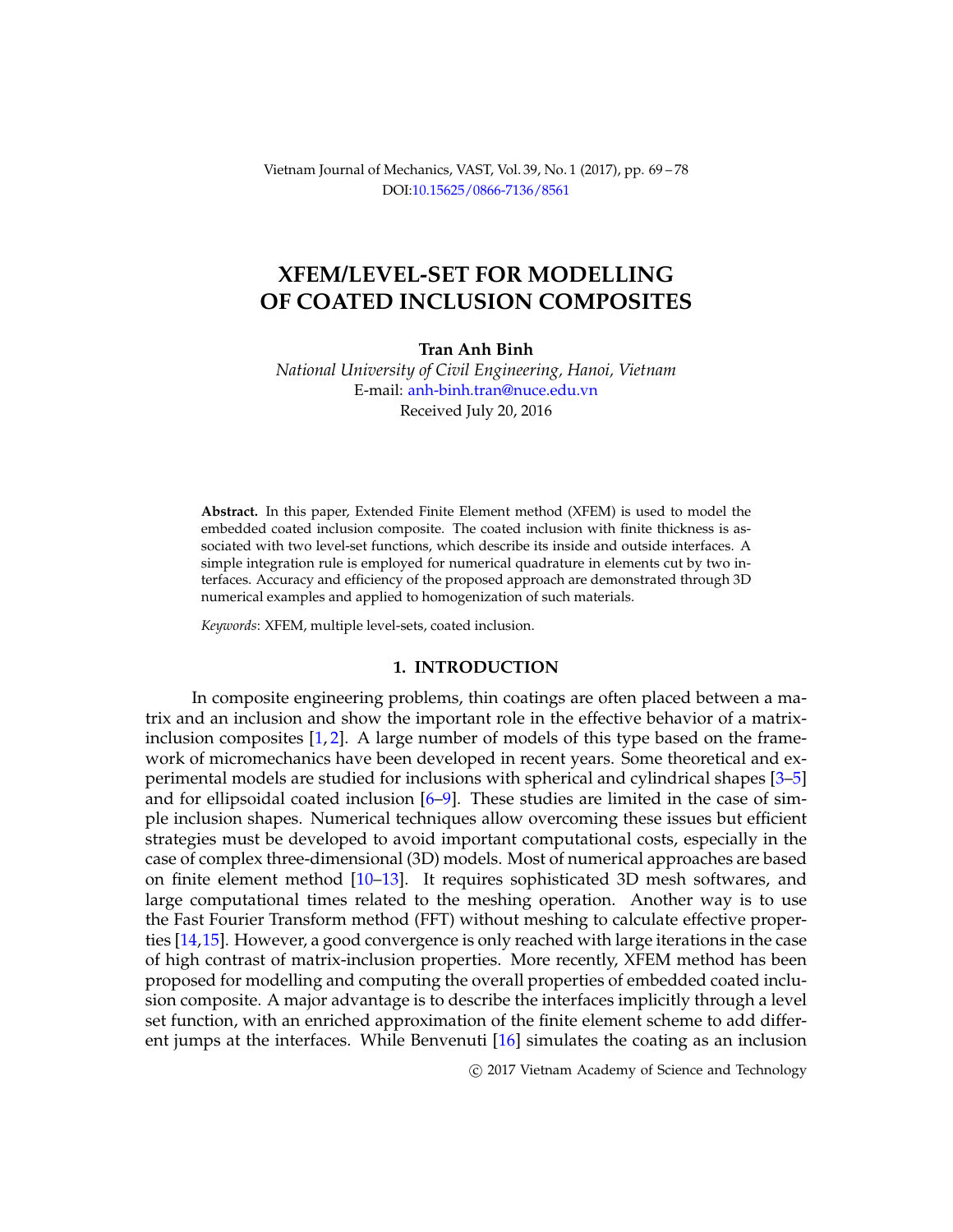Vietnam Journal of Mechanics, VAST, Vol. 39, No. 1 (2017), pp. 69 – 78
DOI:10.15625/0866-7136/8561

# XFEM/LEVEL-SET FOR MODELLING OF COATED INCLUSION COMPOSITES

**Tran Anh Binh**

*National University of Civil Engineering, Hanoi, Vietnam*
E-mail: anh-binh.tran@nuce.edu.vn
Received July 20, 2016

**Abstract.** In this paper, Extended Finite Element method (XFEM) is used to model the embedded coated inclusion composite. The coated inclusion with finite thickness is associated with two level-set functions, which describe its inside and outside interfaces. A simple integration rule is employed for numerical quadrature in elements cut by two interfaces. Accuracy and efficiency of the proposed approach are demonstrated through 3D numerical examples and applied to homogenization of such materials.

*Keywords*: XFEM, multiple level-sets, coated inclusion.

## 1. INTRODUCTION

In composite engineering problems, thin coatings are often placed between a matrix and an inclusion and show the important role in the effective behavior of a matrix-inclusion composites [1, 2]. A large number of models of this type based on the framework of micromechanics have been developed in recent years. Some theoretical and experimental models are studied for inclusions with spherical and cylindrical shapes [3–5] and for ellipsoidal coated inclusion [6–9]. These studies are limited in the case of simple inclusion shapes. Numerical techniques allow overcoming these issues but efficient strategies must be developed to avoid important computational costs, especially in the case of complex three-dimensional (3D) models. Most of numerical approaches are based on finite element method [10–13]. It requires sophisticated 3D mesh softwares, and large computational times related to the meshing operation. Another way is to use the Fast Fourier Transform method (FFT) without meshing to calculate effective properties [14,15]. However, a good convergence is only reached with large iterations in the case of high contrast of matrix-inclusion properties. More recently, XFEM method has been proposed for modelling and computing the overall properties of embedded coated inclusion composite. A major advantage is to describe the interfaces implicitly through a level set function, with an enriched approximation of the finite element scheme to add different jumps at the interfaces. While Benvenuti [16] simulates the coating as an inclusion

© 2017 Vietnam Academy of Science and Technology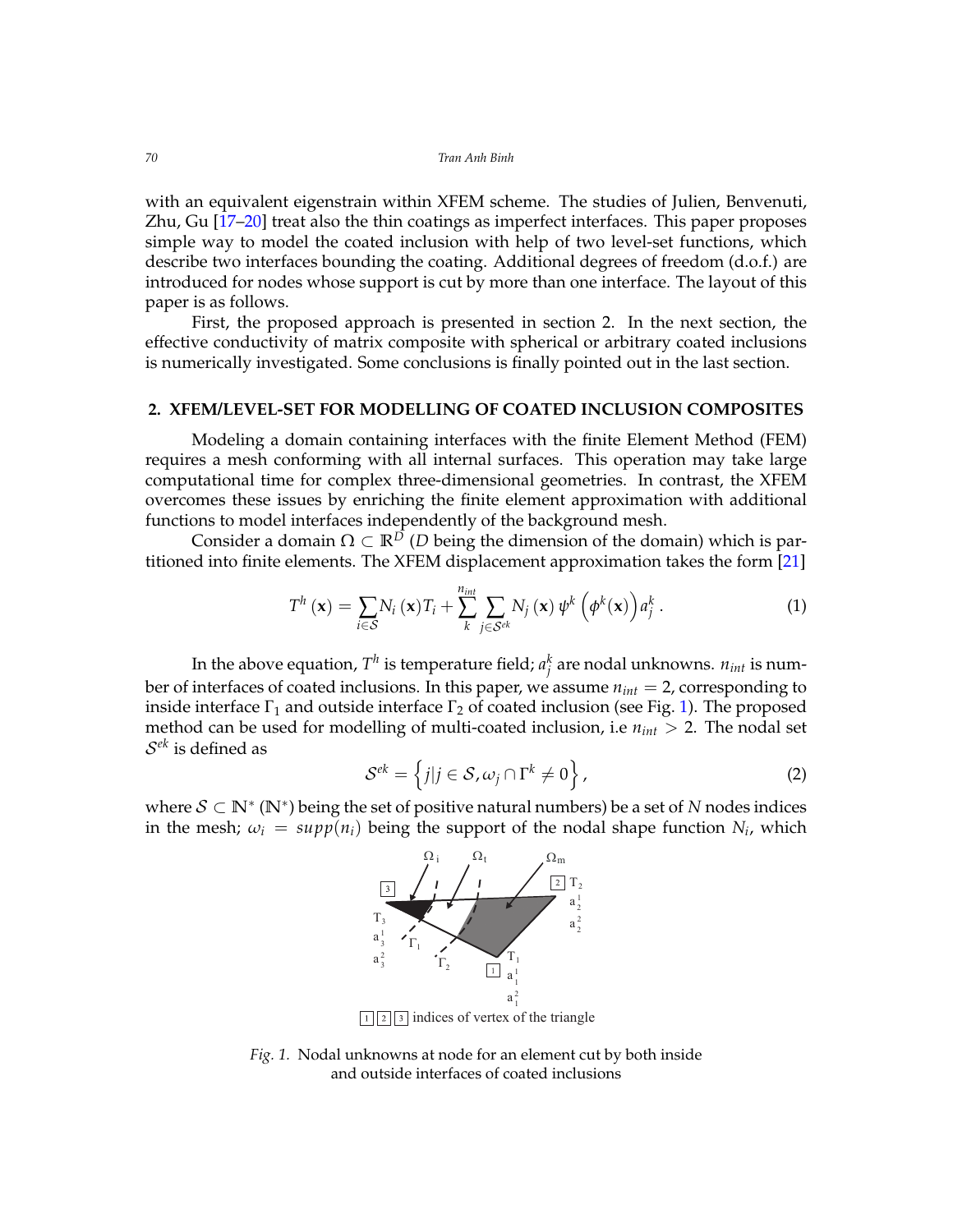with an equivalent eigenstrain within XFEM scheme. The studies of Julien, Benvenuti, Zhu, Gu [17–20] treat also the thin coatings as imperfect interfaces. This paper proposes simple way to model the coated inclusion with help of two level-set functions, which describe two interfaces bounding the coating. Additional degrees of freedom (d.o.f.) are introduced for nodes whose support is cut by more than one interface. The layout of this paper is as follows.

First, the proposed approach is presented in section 2. In the next section, the effective conductivity of matrix composite with spherical or arbitrary coated inclusions is numerically investigated. Some conclusions is finally pointed out in the last section.

## 2. XFEM/LEVEL-SET FOR MODELLING OF COATED INCLUSION COMPOSITES

Modeling a domain containing interfaces with the finite Element Method (FEM) requires a mesh conforming with all internal surfaces. This operation may take large computational time for complex three-dimensional geometries. In contrast, the XFEM overcomes these issues by enriching the finite element approximation with additional functions to model interfaces independently of the background mesh.

Consider a domain $\Omega \subset \mathbb{R}^D$ ($D$ being the dimension of the domain) which is partitioned into finite elements. The XFEM displacement approximation takes the form [21]

$$T^h(\mathbf{x}) = \sum_{i \in \mathcal{S}} N_i(\mathbf{x}) T_i + \sum_{k}^{n_{int}} \sum_{j \in \mathcal{S}^{ek}} N_j(\mathbf{x})\, \psi^k\left(\phi^k(\mathbf{x})\right) a_j^k \,. \tag{1}$$

In the above equation, $T^h$ is temperature field; $a_j^k$ are nodal unknowns. $n_{int}$ is number of interfaces of coated inclusions. In this paper, we assume $n_{int} = 2$, corresponding to inside interface $\Gamma_1$ and outside interface $\Gamma_2$ of coated inclusion (see Fig. 1). The proposed method can be used for modelling of multi-coated inclusion, i.e $n_{int} > 2$. The nodal set $\mathcal{S}^{ek}$ is defined as

$$\mathcal{S}^{ek} = \left\{ j | j \in \mathcal{S}, \omega_j \cap \Gamma^k \neq 0 \right\}, \tag{2}$$

where $\mathcal{S} \subset \mathbb{N}^*$ ($\mathbb{N}^*$) being the set of positive natural numbers) be a set of $N$ nodes indices in the mesh; $\omega_i = supp(n_i)$ being the support of the nodal shape function $N_i$, which

*Fig. 1.* Nodal unknowns at node for an element cut by both inside and outside interfaces of coated inclusions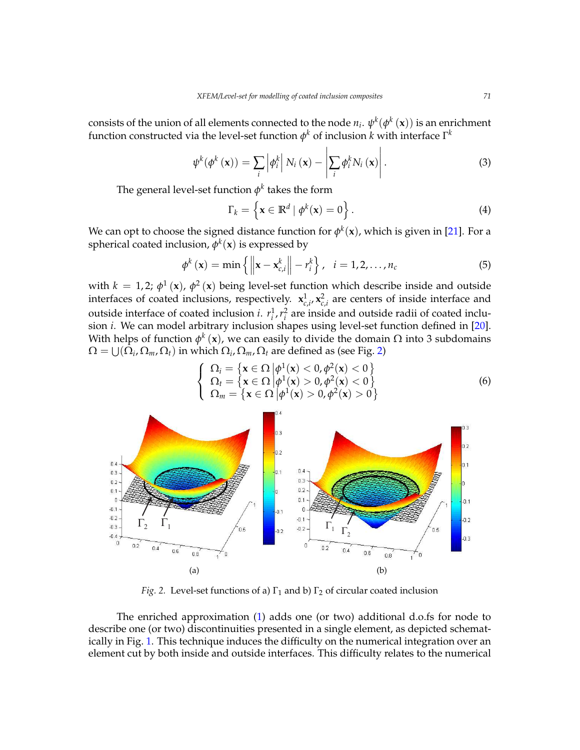consists of the union of all elements connected to the node $n_i$. $\psi^k(\phi^k(\mathbf{x}))$ is an enrichment function constructed via the level-set function $\phi^k$ of inclusion $k$ with interface $\Gamma^k$

$$\psi^k(\phi^k(\mathbf{x})) = \sum_i \left|\phi_i^k\right| N_i(\mathbf{x}) - \left|\sum_i \phi_i^k N_i(\mathbf{x})\right|. \tag{3}$$

The general level-set function $\phi^k$ takes the form

$$\Gamma_k = \left\{\mathbf{x} \in \mathbb{R}^d \mid \phi^k(\mathbf{x}) = 0\right\}. \tag{4}$$

We can opt to choose the signed distance function for $\phi^k(\mathbf{x})$, which is given in [21]. For a spherical coated inclusion, $\phi^k(\mathbf{x})$ is expressed by

$$\phi^k(\mathbf{x}) = \min\left\{\left\|\mathbf{x} - \mathbf{x}_{c,i}^k\right\| - r_i^k\right\}, \quad i = 1, 2, \ldots, n_c \tag{5}$$

with $k = 1, 2$; $\phi^1(\mathbf{x})$, $\phi^2(\mathbf{x})$ being level-set function which describe inside and outside interfaces of coated inclusions, respectively. $\mathbf{x}_{c,i}^1, \mathbf{x}_{c,i}^2$ are centers of inside interface and outside interface of coated inclusion $i$. $r_i^1, r_i^2$ are inside and outside radii of coated inclusion $i$. We can model arbitrary inclusion shapes using level-set function defined in [20]. With helps of function $\phi^k(\mathbf{x})$, we can easily to divide the domain $\Omega$ into 3 subdomains $\Omega = \bigcup(\Omega_i, \Omega_m, \Omega_t)$ in which $\Omega_i, \Omega_m, \Omega_t$ are defined as (see Fig. 2)

$$\begin{cases} \Omega_i = \left\{\mathbf{x} \in \Omega \,\middle|\, \phi^1(\mathbf{x}) < 0, \phi^2(\mathbf{x}) < 0\right\} \\ \Omega_t = \left\{\mathbf{x} \in \Omega \,\middle|\, \phi^1(\mathbf{x}) > 0, \phi^2(\mathbf{x}) < 0\right\} \\ \Omega_m = \left\{\mathbf{x} \in \Omega \,\middle|\, \phi^1(\mathbf{x}) > 0, \phi^2(\mathbf{x}) > 0\right\} \end{cases} \tag{6}$$

(a) (b)

*Fig. 2.* Level-set functions of a) $\Gamma_1$ and b) $\Gamma_2$ of circular coated inclusion

The enriched approximation (1) adds one (or two) additional d.o.fs for node to describe one (or two) discontinuities presented in a single element, as depicted schematically in Fig. 1. This technique induces the difficulty on the numerical integration over an element cut by both inside and outside interfaces. This difficulty relates to the numerical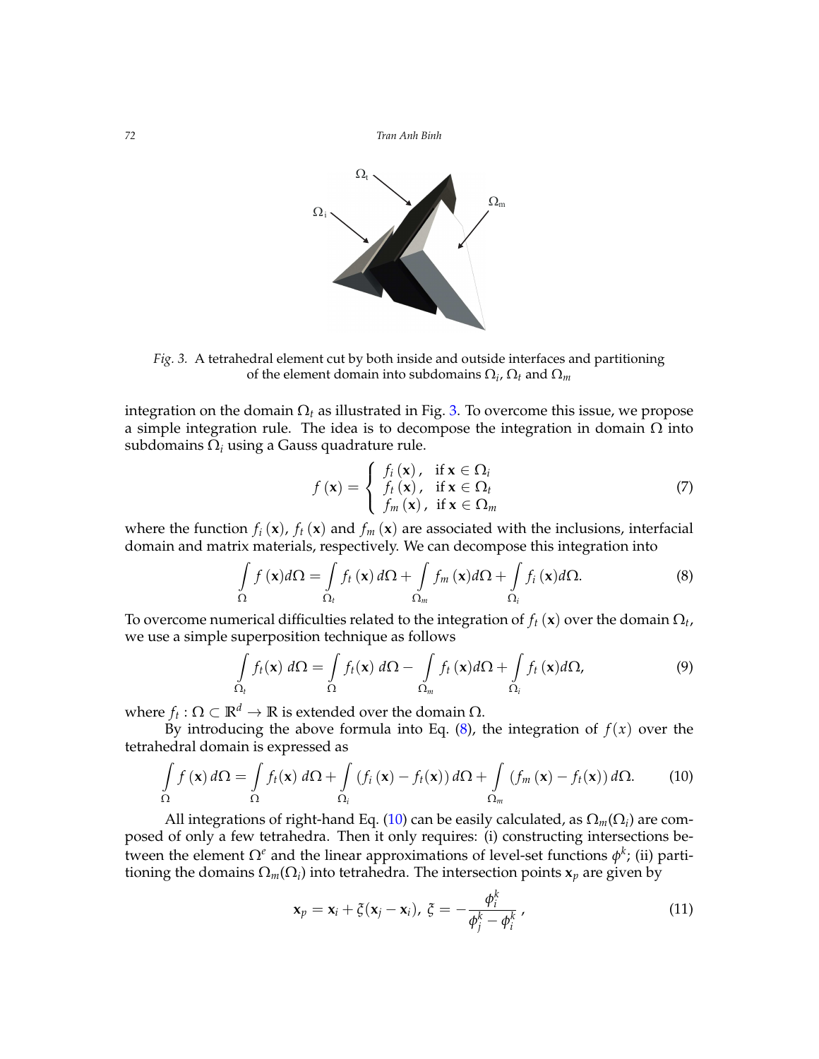*Fig. 3.* A tetrahedral element cut by both inside and outside interfaces and partitioning of the element domain into subdomains $\Omega_i$, $\Omega_t$ and $\Omega_m$

integration on the domain $\Omega_t$ as illustrated in Fig. 3. To overcome this issue, we propose a simple integration rule. The idea is to decompose the integration in domain $\Omega$ into subdomains $\Omega_i$ using a Gauss quadrature rule.

$$
f(\mathbf{x}) = \begin{cases} f_i(\mathbf{x}), & \text{if } \mathbf{x} \in \Omega_i \\ f_t(\mathbf{x}), & \text{if } \mathbf{x} \in \Omega_t \\ f_m(\mathbf{x}), & \text{if } \mathbf{x} \in \Omega_m \end{cases} \tag{7}
$$

where the function $f_i(\mathbf{x})$, $f_t(\mathbf{x})$ and $f_m(\mathbf{x})$ are associated with the inclusions, interfacial domain and matrix materials, respectively. We can decompose this integration into

$$
\int\limits_{\Omega} f(\mathbf{x}) d\Omega = \int\limits_{\Omega_t} f_t(\mathbf{x}) \, d\Omega + \int\limits_{\Omega_m} f_m(\mathbf{x}) d\Omega + \int\limits_{\Omega_i} f_i(\mathbf{x}) d\Omega. \tag{8}
$$

To overcome numerical difficulties related to the integration of $f_t(\mathbf{x})$ over the domain $\Omega_t$, we use a simple superposition technique as follows

$$
\int\limits_{\Omega_t} f_t(\mathbf{x}) \, d\Omega = \int\limits_{\Omega} f_t(\mathbf{x}) \, d\Omega - \int\limits_{\Omega_m} f_t(\mathbf{x}) d\Omega + \int\limits_{\Omega_i} f_t(\mathbf{x}) d\Omega, \tag{9}
$$

where $f_t : \Omega \subset \mathbb{R}^d \rightarrow \mathbb{R}$ is extended over the domain $\Omega$.

By introducing the above formula into Eq. (8), the integration of $f(x)$ over the tetrahedral domain is expressed as

$$
\int\limits_{\Omega} f(\mathbf{x}) \, d\Omega = \int\limits_{\Omega} f_t(\mathbf{x}) \, d\Omega + \int\limits_{\Omega_i} \left( f_i(\mathbf{x}) - f_t(\mathbf{x}) \right) d\Omega + \int\limits_{\Omega_m} \left( f_m(\mathbf{x}) - f_t(\mathbf{x}) \right) d\Omega. \tag{10}
$$

All integrations of right-hand Eq. (10) can be easily calculated, as $\Omega_m(\Omega_i)$ are composed of only a few tetrahedra. Then it only requires: (i) constructing intersections between the element $\Omega^e$ and the linear approximations of level-set functions $\phi^k$; (ii) partitioning the domains $\Omega_m(\Omega_i)$ into tetrahedra. The intersection points $\mathbf{x}_p$ are given by

$$
\mathbf{x}_p = \mathbf{x}_i + \xi(\mathbf{x}_j - \mathbf{x}_i), \; \xi = -\frac{\phi_i^k}{\phi_j^k - \phi_i^k} \,, \tag{11}
$$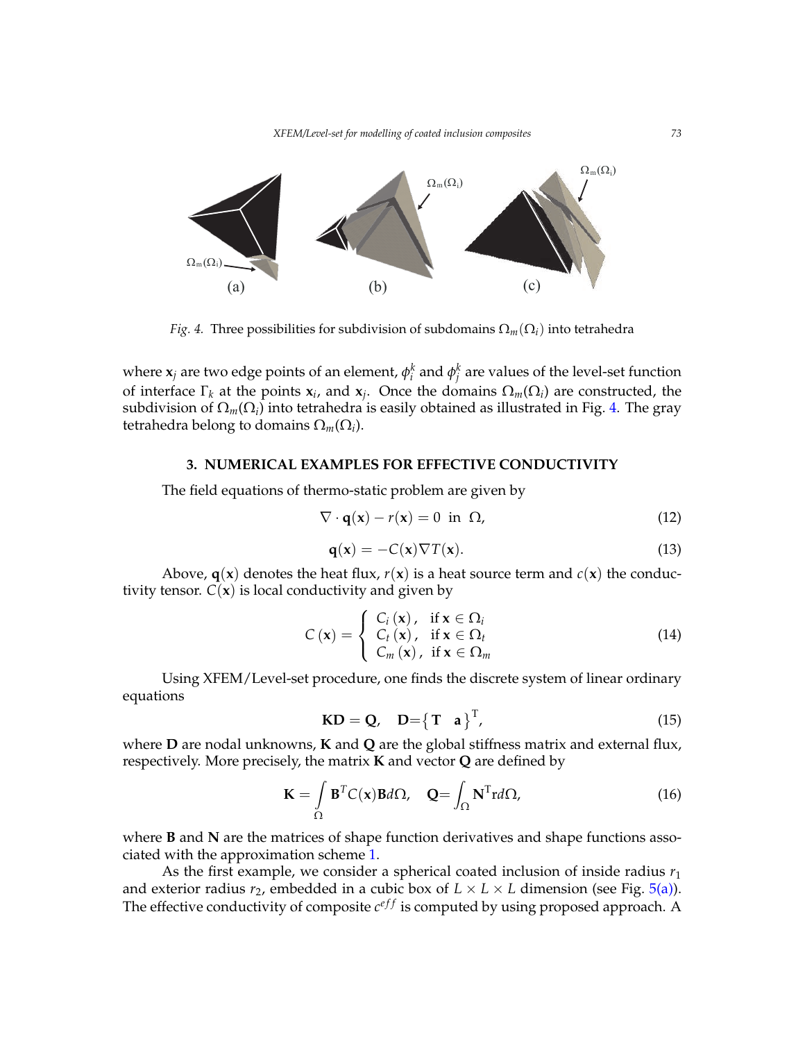Fig. 4. Three possibilities for subdivision of subdomains $\Omega_m(\Omega_i)$ into tetrahedra

where $\mathbf{x}_j$ are two edge points of an element, $\phi_i^k$ and $\phi_j^k$ are values of the level-set function of interface $\Gamma_k$ at the points $\mathbf{x}_i$, and $\mathbf{x}_j$. Once the domains $\Omega_m(\Omega_i)$ are constructed, the subdivision of $\Omega_m(\Omega_i)$ into tetrahedra is easily obtained as illustrated in Fig. 4. The gray tetrahedra belong to domains $\Omega_m(\Omega_i)$.

## 3. NUMERICAL EXAMPLES FOR EFFECTIVE CONDUCTIVITY

The field equations of thermo-static problem are given by

$$\nabla \cdot \mathbf{q}(\mathbf{x}) - r(\mathbf{x}) = 0 \ \text{ in } \ \Omega, \tag{12}$$

$$\mathbf{q}(\mathbf{x}) = -C(\mathbf{x})\nabla T(\mathbf{x}). \tag{13}$$

Above, $\mathbf{q}(\mathbf{x})$ denotes the heat flux, $r(\mathbf{x})$ is a heat source term and $c(\mathbf{x})$ the conductivity tensor. $C(\mathbf{x})$ is local conductivity and given by

$$C(\mathbf{x}) = \begin{cases} C_i(\mathbf{x}), & \text{if } \mathbf{x} \in \Omega_i \\ C_t(\mathbf{x}), & \text{if } \mathbf{x} \in \Omega_t \\ C_m(\mathbf{x}), & \text{if } \mathbf{x} \in \Omega_m \end{cases} \tag{14}$$

Using XFEM/Level-set procedure, one finds the discrete system of linear ordinary equations

$$\mathbf{KD} = \mathbf{Q}, \quad \mathbf{D} = \left\{ \mathbf{T} \quad \mathbf{a} \right\}^{\mathrm{T}}, \tag{15}$$

where $\mathbf{D}$ are nodal unknowns, $\mathbf{K}$ and $\mathbf{Q}$ are the global stiffness matrix and external flux, respectively. More precisely, the matrix $\mathbf{K}$ and vector $\mathbf{Q}$ are defined by

$$\mathbf{K} = \int_{\Omega} \mathbf{B}^T C(\mathbf{x}) \mathbf{B} d\Omega, \quad \mathbf{Q} = \int_{\Omega} \mathbf{N}^{\mathrm{T}} \mathrm{r} d\Omega, \tag{16}$$

where $\mathbf{B}$ and $\mathbf{N}$ are the matrices of shape function derivatives and shape functions associated with the approximation scheme 1.

As the first example, we consider a spherical coated inclusion of inside radius $r_1$ and exterior radius $r_2$, embedded in a cubic box of $L \times L \times L$ dimension (see Fig. 5(a)). The effective conductivity of composite $c^{eff}$ is computed by using proposed approach. A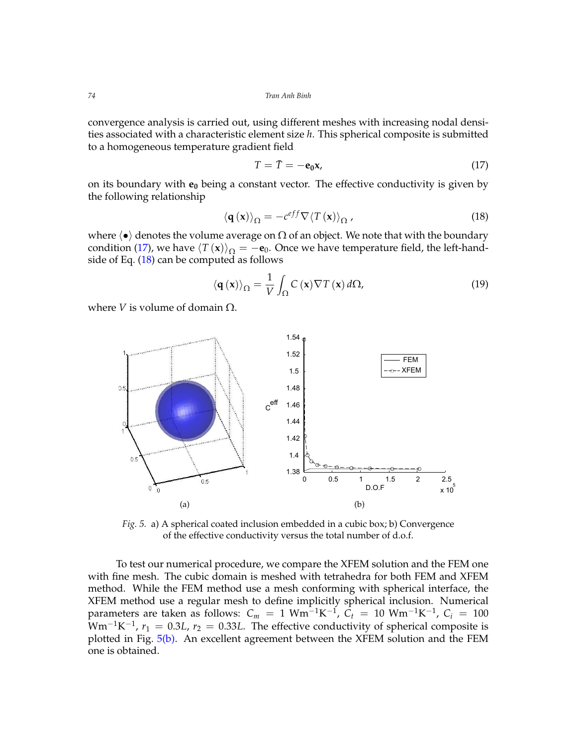convergence analysis is carried out, using different meshes with increasing nodal densities associated with a characteristic element size $h$. This spherical composite is submitted to a homogeneous temperature gradient field

$$T = \bar{T} = -\mathbf{e_0}\mathbf{x}, \tag{17}$$

on its boundary with $\mathbf{e_0}$ being a constant vector. The effective conductivity is given by the following relationship

$$\langle \mathbf{q}(\mathbf{x}) \rangle_{\Omega} = -c^{eff} \nabla \langle T(\mathbf{x}) \rangle_{\Omega}, \tag{18}$$

where $\langle \bullet \rangle$ denotes the volume average on $\Omega$ of an object. We note that with the boundary condition (17), we have $\langle T(\mathbf{x}) \rangle_{\Omega} = -\mathbf{e}_0$. Once we have temperature field, the left-hand-side of Eq. (18) can be computed as follows

$$\langle \mathbf{q}(\mathbf{x}) \rangle_{\Omega} = \frac{1}{V} \int_{\Omega} C(\mathbf{x}) \nabla T(\mathbf{x}) \, d\Omega, \tag{19}$$

where $V$ is volume of domain $\Omega$.

(a) (b)

*Fig. 5.* a) A spherical coated inclusion embedded in a cubic box; b) Convergence of the effective conductivity versus the total number of d.o.f.

To test our numerical procedure, we compare the XFEM solution and the FEM one with fine mesh. The cubic domain is meshed with tetrahedra for both FEM and XFEM method. While the FEM method use a mesh conforming with spherical interface, the XFEM method use a regular mesh to define implicitly spherical inclusion. Numerical parameters are taken as follows: $C_m = 1$ Wm$^{-1}$K$^{-1}$, $C_t = 10$ Wm$^{-1}$K$^{-1}$, $C_i = 100$ Wm$^{-1}$K$^{-1}$, $r_1 = 0.3L$, $r_2 = 0.33L$. The effective conductivity of spherical composite is plotted in Fig. 5(b). An excellent agreement between the XFEM solution and the FEM one is obtained.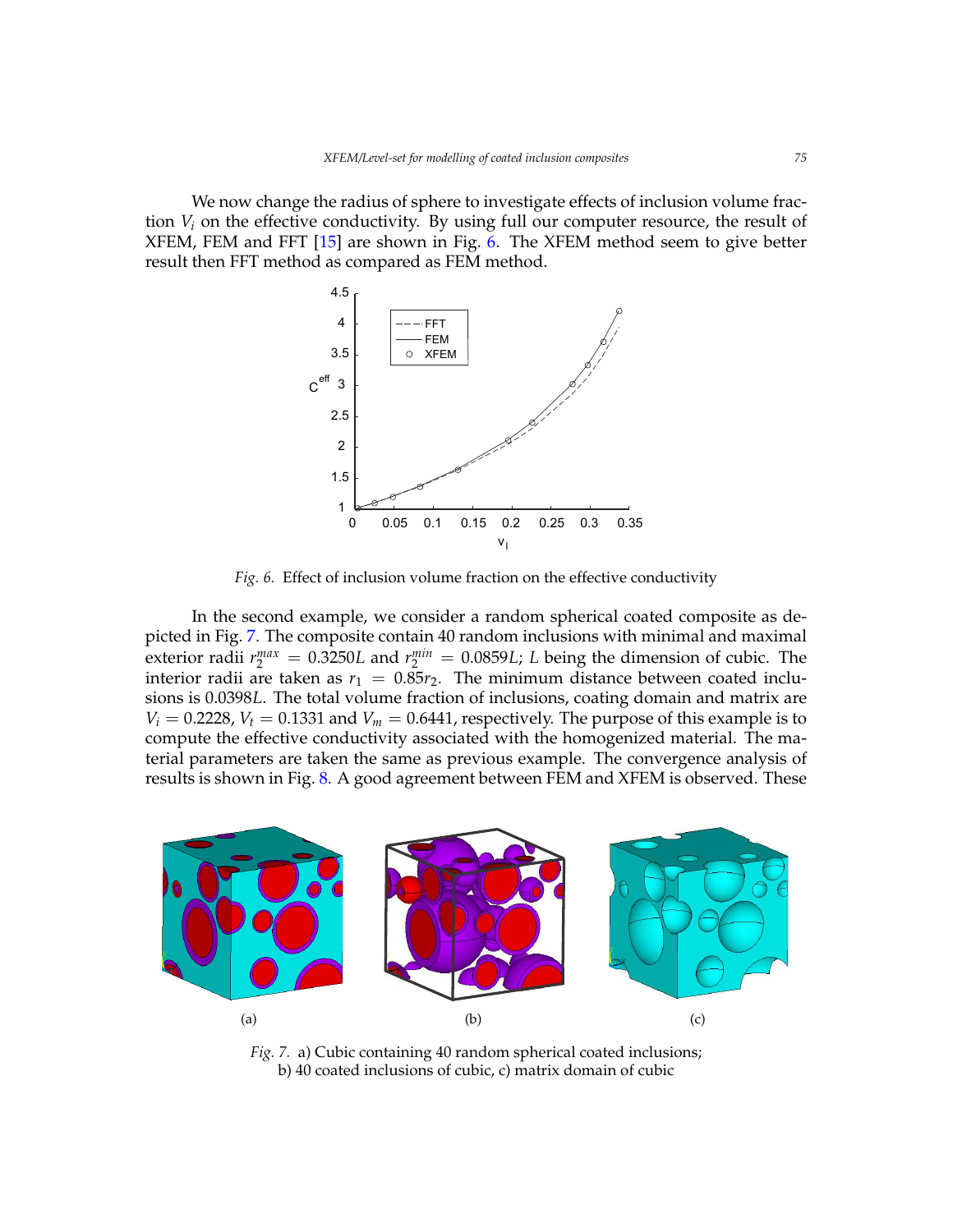We now change the radius of sphere to investigate effects of inclusion volume fraction $V_i$ on the effective conductivity. By using full our computer resource, the result of XFEM, FEM and FFT [15] are shown in Fig. 6. The XFEM method seem to give better result then FFT method as compared as FEM method.

*Fig. 6.* Effect of inclusion volume fraction on the effective conductivity

In the second example, we consider a random spherical coated composite as depicted in Fig. 7. The composite contain 40 random inclusions with minimal and maximal exterior radii $r_2^{max} = 0.3250L$ and $r_2^{min} = 0.0859L$; $L$ being the dimension of cubic. The interior radii are taken as $r_1 = 0.85r_2$. The minimum distance between coated inclusions is $0.0398L$. The total volume fraction of inclusions, coating domain and matrix are $V_i = 0.2228$, $V_t = 0.1331$ and $V_m = 0.6441$, respectively. The purpose of this example is to compute the effective conductivity associated with the homogenized material. The material parameters are taken the same as previous example. The convergence analysis of results is shown in Fig. 8. A good agreement between FEM and XFEM is observed. These

(a) (b) (c)

*Fig. 7.* a) Cubic containing 40 random spherical coated inclusions; b) 40 coated inclusions of cubic, c) matrix domain of cubic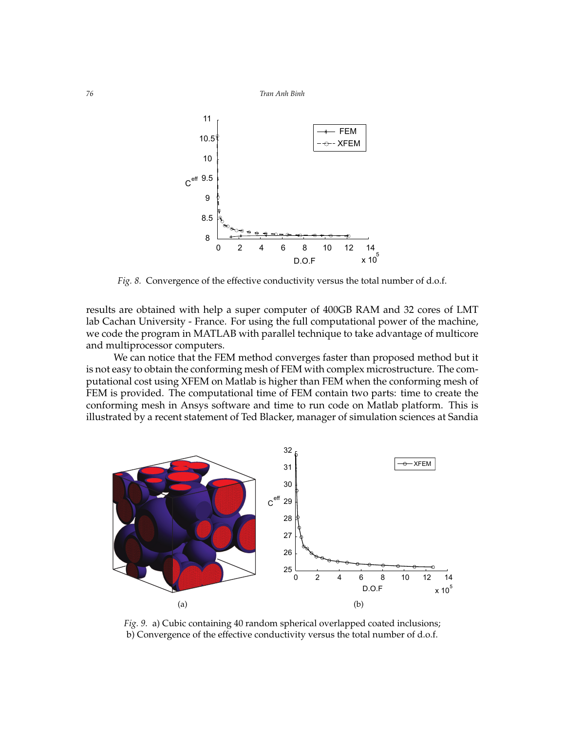*Fig. 8.* Convergence of the effective conductivity versus the total number of d.o.f.

results are obtained with help a super computer of 400GB RAM and 32 cores of LMT lab Cachan University - France. For using the full computational power of the machine, we code the program in MATLAB with parallel technique to take advantage of multicore and multiprocessor computers.

We can notice that the FEM method converges faster than proposed method but it is not easy to obtain the conforming mesh of FEM with complex microstructure. The computational cost using XFEM on Matlab is higher than FEM when the conforming mesh of FEM is provided. The computational time of FEM contain two parts: time to create the conforming mesh in Ansys software and time to run code on Matlab platform. This is illustrated by a recent statement of Ted Blacker, manager of simulation sciences at Sandia

*Fig. 9.* a) Cubic containing 40 random spherical overlapped coated inclusions; b) Convergence of the effective conductivity versus the total number of d.o.f.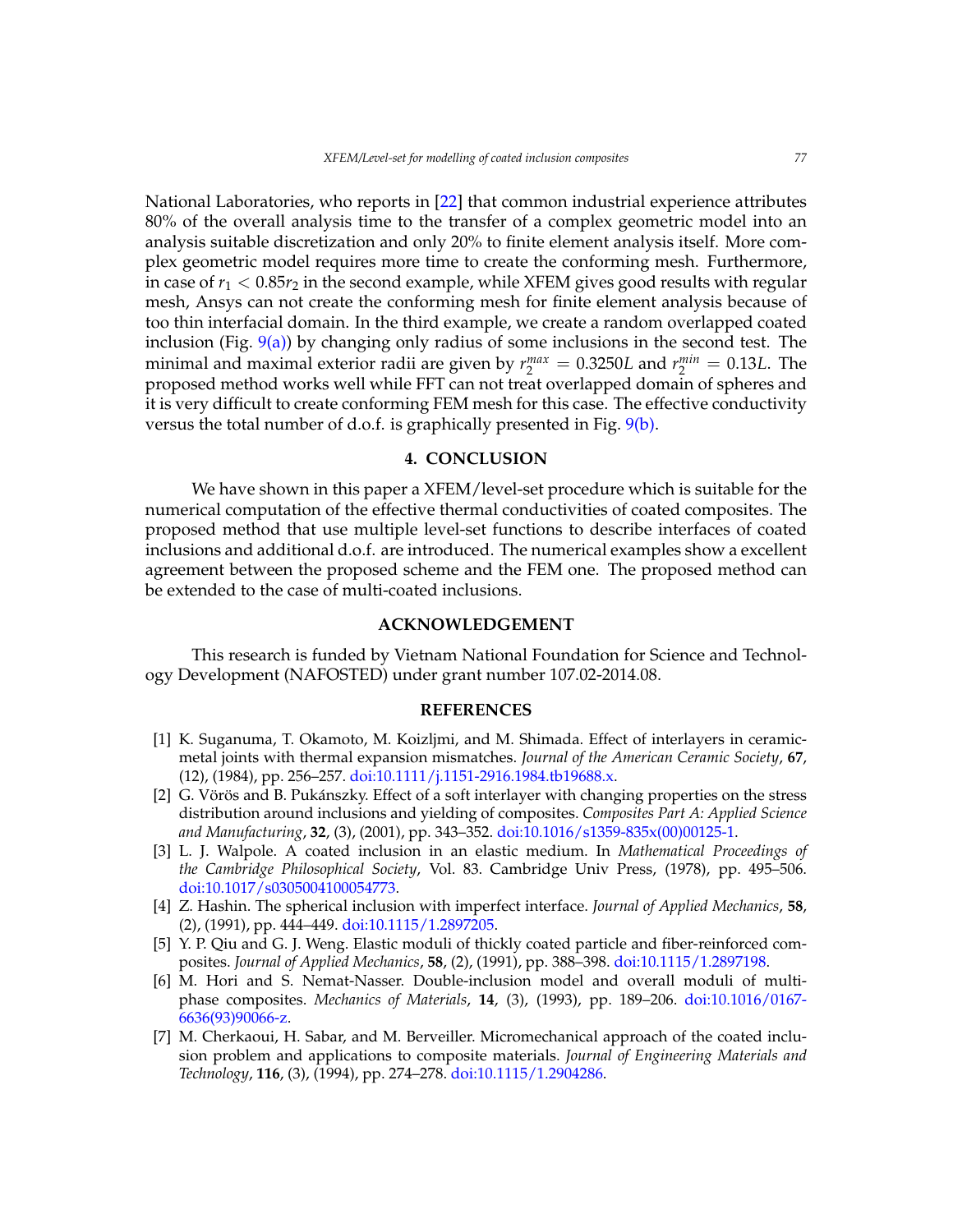National Laboratories, who reports in [22] that common industrial experience attributes 80% of the overall analysis time to the transfer of a complex geometric model into an analysis suitable discretization and only 20% to finite element analysis itself. More complex geometric model requires more time to create the conforming mesh. Furthermore, in case of $r_1 < 0.85r_2$ in the second example, while XFEM gives good results with regular mesh, Ansys can not create the conforming mesh for finite element analysis because of too thin interfacial domain. In the third example, we create a random overlapped coated inclusion (Fig. 9(a)) by changing only radius of some inclusions in the second test. The minimal and maximal exterior radii are given by $r_2^{max} = 0.3250L$ and $r_2^{min} = 0.13L$. The proposed method works well while FFT can not treat overlapped domain of spheres and it is very difficult to create conforming FEM mesh for this case. The effective conductivity versus the total number of d.o.f. is graphically presented in Fig. 9(b).

## 4. CONCLUSION

We have shown in this paper a XFEM/level-set procedure which is suitable for the numerical computation of the effective thermal conductivities of coated composites. The proposed method that use multiple level-set functions to describe interfaces of coated inclusions and additional d.o.f. are introduced. The numerical examples show a excellent agreement between the proposed scheme and the FEM one. The proposed method can be extended to the case of multi-coated inclusions.

## ACKNOWLEDGEMENT

This research is funded by Vietnam National Foundation for Science and Technology Development (NAFOSTED) under grant number 107.02-2014.08.

## REFERENCES

[1] K. Suganuma, T. Okamoto, M. Koizljmi, and M. Shimada. Effect of interlayers in ceramic-metal joints with thermal expansion mismatches. *Journal of the American Ceramic Society*, **67**, (12), (1984), pp. 256–257. doi:10.1111/j.1151-2916.1984.tb19688.x.

[2] G. Vörös and B. Pukánszky. Effect of a soft interlayer with changing properties on the stress distribution around inclusions and yielding of composites. *Composites Part A: Applied Science and Manufacturing*, **32**, (3), (2001), pp. 343–352. doi:10.1016/s1359-835x(00)00125-1.

[3] L. J. Walpole. A coated inclusion in an elastic medium. In *Mathematical Proceedings of the Cambridge Philosophical Society*, Vol. 83. Cambridge Univ Press, (1978), pp. 495–506. doi:10.1017/s0305004100054773.

[4] Z. Hashin. The spherical inclusion with imperfect interface. *Journal of Applied Mechanics*, **58**, (2), (1991), pp. 444–449. doi:10.1115/1.2897205.

[5] Y. P. Qiu and G. J. Weng. Elastic moduli of thickly coated particle and fiber-reinforced composites. *Journal of Applied Mechanics*, **58**, (2), (1991), pp. 388–398. doi:10.1115/1.2897198.

[6] M. Hori and S. Nemat-Nasser. Double-inclusion model and overall moduli of multi-phase composites. *Mechanics of Materials*, **14**, (3), (1993), pp. 189–206. doi:10.1016/0167-6636(93)90066-z.

[7] M. Cherkaoui, H. Sabar, and M. Berveiller. Micromechanical approach of the coated inclusion problem and applications to composite materials. *Journal of Engineering Materials and Technology*, **116**, (3), (1994), pp. 274–278. doi:10.1115/1.2904286.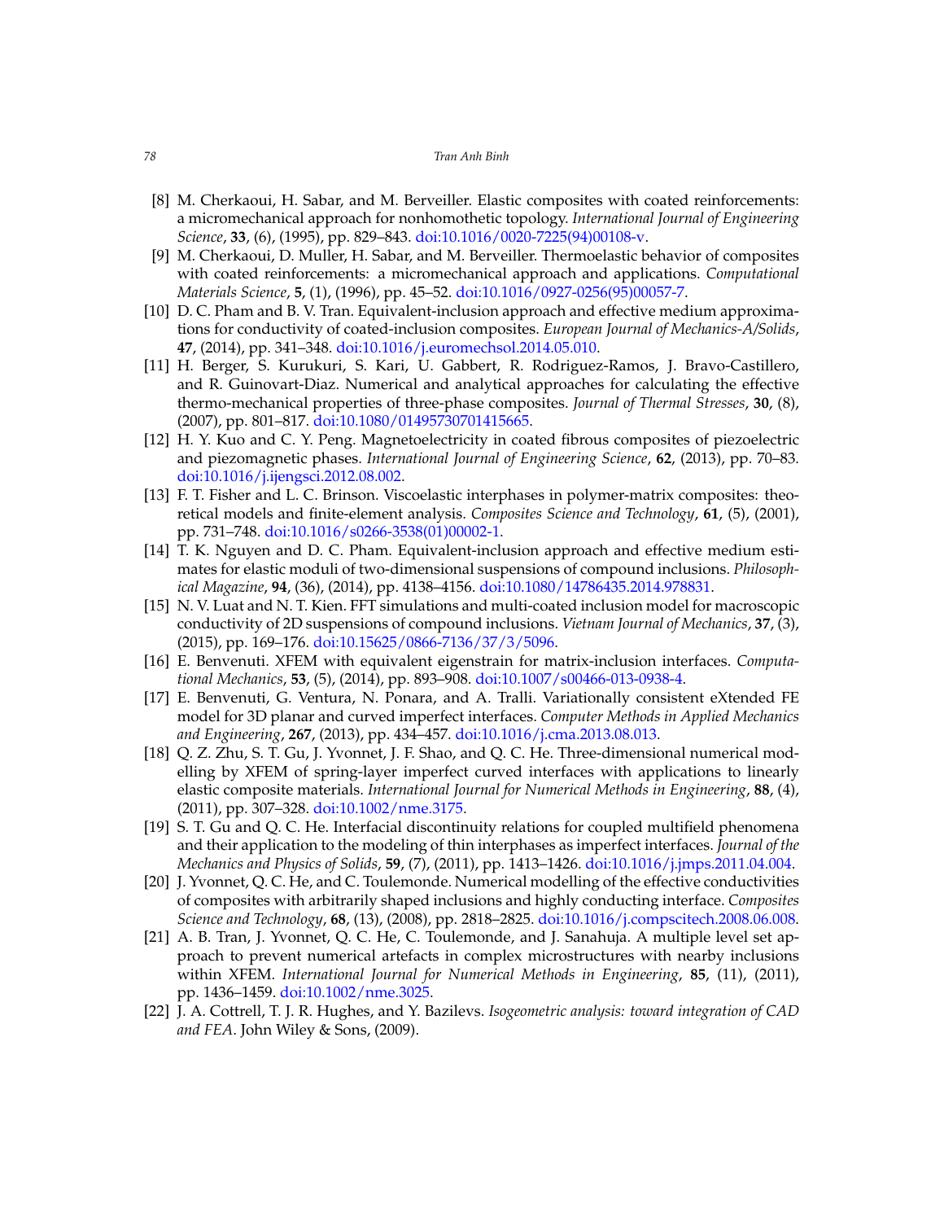[8] M. Cherkaoui, H. Sabar, and M. Berveiller. Elastic composites with coated reinforcements: a micromechanical approach for nonhomothetic topology. *International Journal of Engineering Science*, **33**, (6), (1995), pp. 829–843. doi:10.1016/0020-7225(94)00108-v.

[9] M. Cherkaoui, D. Muller, H. Sabar, and M. Berveiller. Thermoelastic behavior of composites with coated reinforcements: a micromechanical approach and applications. *Computational Materials Science*, **5**, (1), (1996), pp. 45–52. doi:10.1016/0927-0256(95)00057-7.

[10] D. C. Pham and B. V. Tran. Equivalent-inclusion approach and effective medium approximations for conductivity of coated-inclusion composites. *European Journal of Mechanics-A/Solids*, **47**, (2014), pp. 341–348. doi:10.1016/j.euromechsol.2014.05.010.

[11] H. Berger, S. Kurukuri, S. Kari, U. Gabbert, R. Rodriguez-Ramos, J. Bravo-Castillero, and R. Guinovart-Diaz. Numerical and analytical approaches for calculating the effective thermo-mechanical properties of three-phase composites. *Journal of Thermal Stresses*, **30**, (8), (2007), pp. 801–817. doi:10.1080/01495730701415665.

[12] H. Y. Kuo and C. Y. Peng. Magnetoelectricity in coated fibrous composites of piezoelectric and piezomagnetic phases. *International Journal of Engineering Science*, **62**, (2013), pp. 70–83. doi:10.1016/j.ijengsci.2012.08.002.

[13] F. T. Fisher and L. C. Brinson. Viscoelastic interphases in polymer-matrix composites: theoretical models and finite-element analysis. *Composites Science and Technology*, **61**, (5), (2001), pp. 731–748. doi:10.1016/s0266-3538(01)00002-1.

[14] T. K. Nguyen and D. C. Pham. Equivalent-inclusion approach and effective medium estimates for elastic moduli of two-dimensional suspensions of compound inclusions. *Philosophical Magazine*, **94**, (36), (2014), pp. 4138–4156. doi:10.1080/14786435.2014.978831.

[15] N. V. Luat and N. T. Kien. FFT simulations and multi-coated inclusion model for macroscopic conductivity of 2D suspensions of compound inclusions. *Vietnam Journal of Mechanics*, **37**, (3), (2015), pp. 169–176. doi:10.15625/0866-7136/37/3/5096.

[16] E. Benvenuti. XFEM with equivalent eigenstrain for matrix-inclusion interfaces. *Computational Mechanics*, **53**, (5), (2014), pp. 893–908. doi:10.1007/s00466-013-0938-4.

[17] E. Benvenuti, G. Ventura, N. Ponara, and A. Tralli. Variationally consistent eXtended FE model for 3D planar and curved imperfect interfaces. *Computer Methods in Applied Mechanics and Engineering*, **267**, (2013), pp. 434–457. doi:10.1016/j.cma.2013.08.013.

[18] Q. Z. Zhu, S. T. Gu, J. Yvonnet, J. F. Shao, and Q. C. He. Three-dimensional numerical modelling by XFEM of spring-layer imperfect curved interfaces with applications to linearly elastic composite materials. *International Journal for Numerical Methods in Engineering*, **88**, (4), (2011), pp. 307–328. doi:10.1002/nme.3175.

[19] S. T. Gu and Q. C. He. Interfacial discontinuity relations for coupled multifield phenomena and their application to the modeling of thin interphases as imperfect interfaces. *Journal of the Mechanics and Physics of Solids*, **59**, (7), (2011), pp. 1413–1426. doi:10.1016/j.jmps.2011.04.004.

[20] J. Yvonnet, Q. C. He, and C. Toulemonde. Numerical modelling of the effective conductivities of composites with arbitrarily shaped inclusions and highly conducting interface. *Composites Science and Technology*, **68**, (13), (2008), pp. 2818–2825. doi:10.1016/j.compscitech.2008.06.008.

[21] A. B. Tran, J. Yvonnet, Q. C. He, C. Toulemonde, and J. Sanahuja. A multiple level set approach to prevent numerical artefacts in complex microstructures with nearby inclusions within XFEM. *International Journal for Numerical Methods in Engineering*, **85**, (11), (2011), pp. 1436–1459. doi:10.1002/nme.3025.

[22] J. A. Cottrell, T. J. R. Hughes, and Y. Bazilevs. *Isogeometric analysis: toward integration of CAD and FEA*. John Wiley & Sons, (2009).